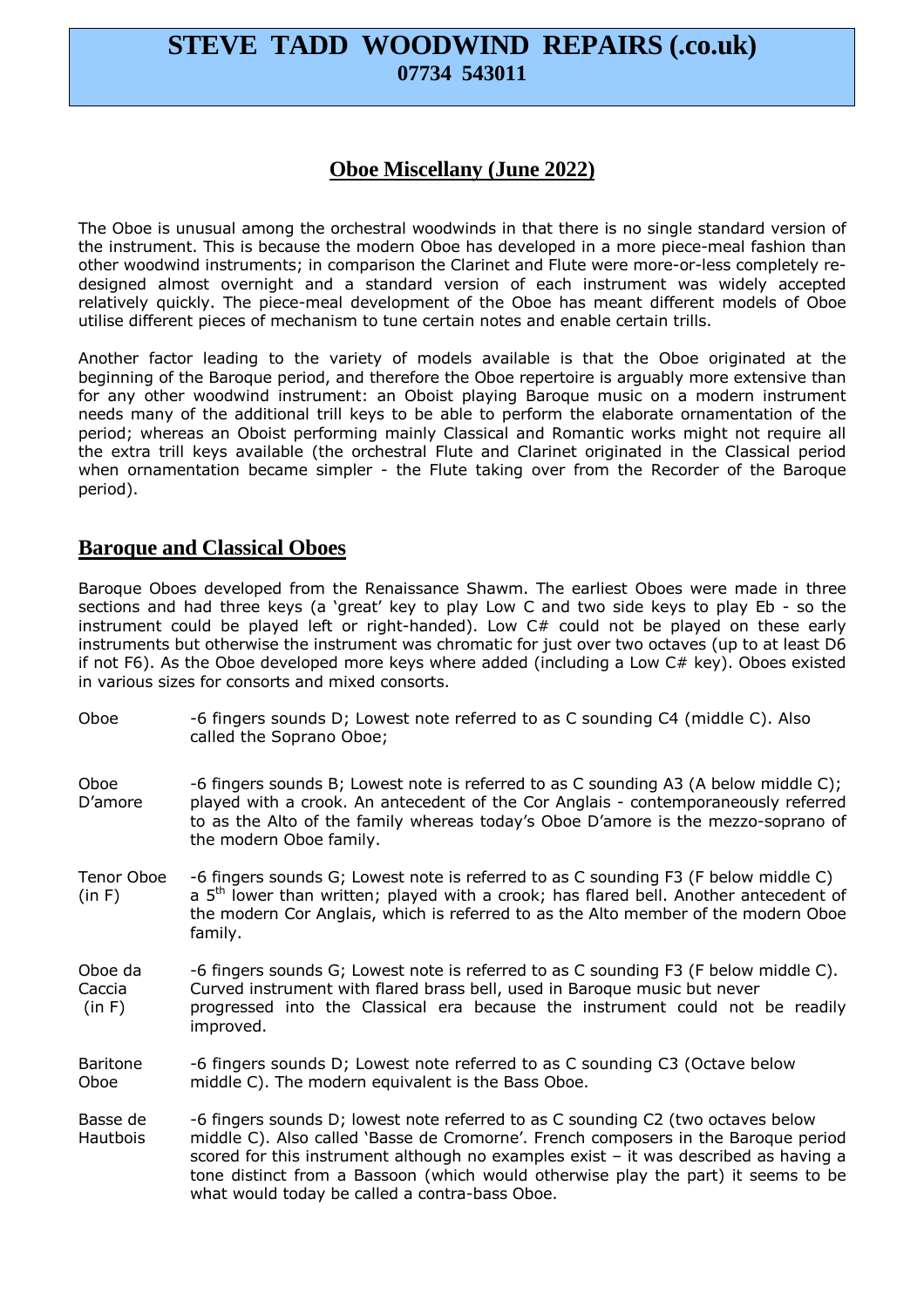# STEVE TADD WOODWIND REPAIRS (.co.uk)

**07734 543011**

## Oboe Miscellany (June 2022)

The Oboe is unusual among the orchestral woodwinds in that there is no single standard version of the instrument. This is because the modern Oboe has developed in a more piece-meal fashion than other woodwind instruments; in comparison the Clarinet and Flute were more-or-less completely re-designed almost overnight and a standard version of each instrument was widely accepted relatively quickly. The piece-meal development of the Oboe has meant different models of Oboe utilise different pieces of mechanism to tune certain notes and enable certain trills.

Another factor leading to the variety of models available is that the Oboe originated at the beginning of the Baroque period, and therefore the Oboe repertoire is arguably more extensive than for any other woodwind instrument: an Oboist playing Baroque music on a modern instrument needs many of the additional trill keys to be able to perform the elaborate ornamentation of the period; whereas an Oboist performing mainly Classical and Romantic works might not require all the extra trill keys available (the orchestral Flute and Clarinet originated in the Classical period when ornamentation became simpler - the Flute taking over from the Recorder of the Baroque period).

## Baroque and Classical Oboes

Baroque Oboes developed from the Renaissance Shawm. The earliest Oboes were made in three sections and had three keys (a 'great' key to play Low C and two side keys to play Eb - so the instrument could be played left or right-handed). Low C# could not be played on these early instruments but otherwise the instrument was chromatic for just over two octaves (up to at least D6 if not F6). As the Oboe developed more keys where added (including a Low C# key). Oboes existed in various sizes for consorts and mixed consorts.

| | |
|---|---|
| Oboe | -6 fingers sounds D; Lowest note referred to as C sounding C4 (middle C). Also called the Soprano Oboe; |
| Oboe D'amore | -6 fingers sounds B; Lowest note is referred to as C sounding A3 (A below middle C); played with a crook. An antecedent of the Cor Anglais - contemporaneously referred to as the Alto of the family whereas today's Oboe D'amore is the mezzo-soprano of the modern Oboe family. |
| Tenor Oboe (in F) | -6 fingers sounds G; Lowest note is referred to as C sounding F3 (F below middle C) a 5th lower than written; played with a crook; has flared bell. Another antecedent of the modern Cor Anglais, which is referred to as the Alto member of the modern Oboe family. |
| Oboe da Caccia (in F) | -6 fingers sounds G; Lowest note is referred to as C sounding F3 (F below middle C). Curved instrument with flared brass bell, used in Baroque music but never progressed into the Classical era because the instrument could not be readily improved. |
| Baritone Oboe | -6 fingers sounds D; Lowest note referred to as C sounding C3 (Octave below middle C). The modern equivalent is the Bass Oboe. |
| Basse de Hautbois | -6 fingers sounds D; lowest note referred to as C sounding C2 (two octaves below middle C). Also called 'Basse de Cromorne'. French composers in the Baroque period scored for this instrument although no examples exist – it was described as having a tone distinct from a Bassoon (which would otherwise play the part) it seems to be what would today be called a contra-bass Oboe. |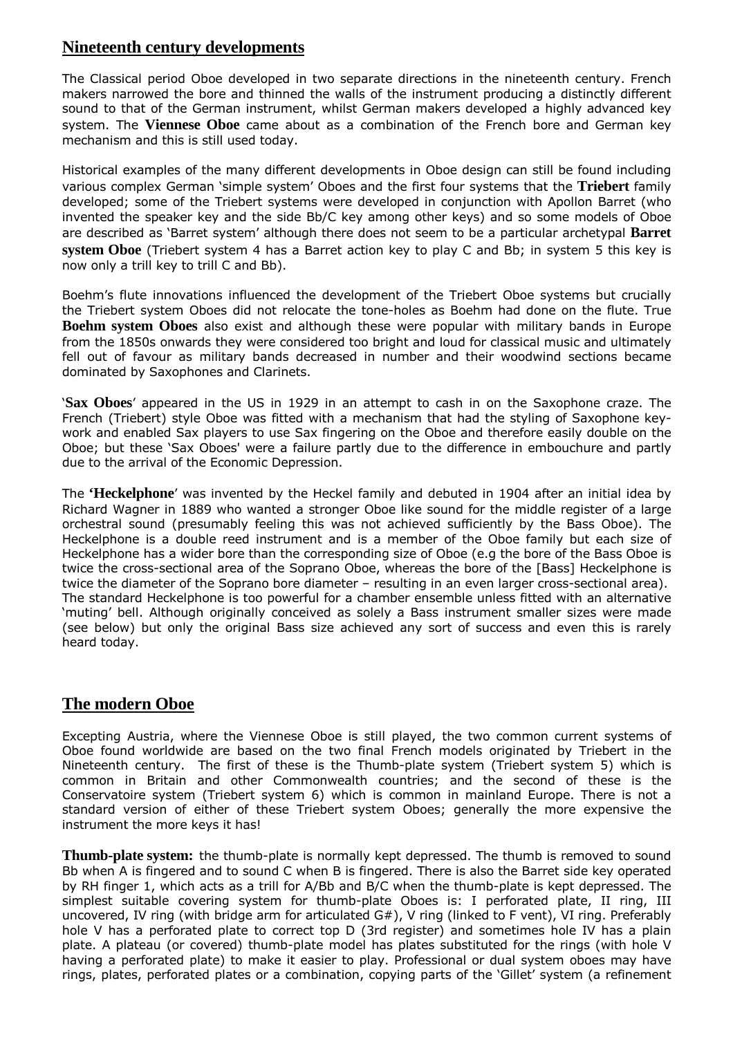## Nineteenth century developments

The Classical period Oboe developed in two separate directions in the nineteenth century. French makers narrowed the bore and thinned the walls of the instrument producing a distinctly different sound to that of the German instrument, whilst German makers developed a highly advanced key system. The **Viennese Oboe** came about as a combination of the French bore and German key mechanism and this is still used today.

Historical examples of the many different developments in Oboe design can still be found including various complex German 'simple system' Oboes and the first four systems that the **Triebert** family developed; some of the Triebert systems were developed in conjunction with Apollon Barret (who invented the speaker key and the side Bb/C key among other keys) and so some models of Oboe are described as 'Barret system' although there does not seem to be a particular archetypal **Barret system Oboe** (Triebert system 4 has a Barret action key to play C and Bb; in system 5 this key is now only a trill key to trill C and Bb).

Boehm's flute innovations influenced the development of the Triebert Oboe systems but crucially the Triebert system Oboes did not relocate the tone-holes as Boehm had done on the flute. True **Boehm system Oboes** also exist and although these were popular with military bands in Europe from the 1850s onwards they were considered too bright and loud for classical music and ultimately fell out of favour as military bands decreased in number and their woodwind sections became dominated by Saxophones and Clarinets.

'**Sax Oboes**' appeared in the US in 1929 in an attempt to cash in on the Saxophone craze. The French (Triebert) style Oboe was fitted with a mechanism that had the styling of Saxophone key-work and enabled Sax players to use Sax fingering on the Oboe and therefore easily double on the Oboe; but these 'Sax Oboes' were a failure partly due to the difference in embouchure and partly due to the arrival of the Economic Depression.

The **'Heckelphone**' was invented by the Heckel family and debuted in 1904 after an initial idea by Richard Wagner in 1889 who wanted a stronger Oboe like sound for the middle register of a large orchestral sound (presumably feeling this was not achieved sufficiently by the Bass Oboe). The Heckelphone is a double reed instrument and is a member of the Oboe family but each size of Heckelphone has a wider bore than the corresponding size of Oboe (e.g the bore of the Bass Oboe is twice the cross-sectional area of the Soprano Oboe, whereas the bore of the [Bass] Heckelphone is twice the diameter of the Soprano bore diameter – resulting in an even larger cross-sectional area). The standard Heckelphone is too powerful for a chamber ensemble unless fitted with an alternative 'muting' bell. Although originally conceived as solely a Bass instrument smaller sizes were made (see below) but only the original Bass size achieved any sort of success and even this is rarely heard today.

## The modern Oboe

Excepting Austria, where the Viennese Oboe is still played, the two common current systems of Oboe found worldwide are based on the two final French models originated by Triebert in the Nineteenth century. The first of these is the Thumb-plate system (Triebert system 5) which is common in Britain and other Commonwealth countries; and the second of these is the Conservatoire system (Triebert system 6) which is common in mainland Europe. There is not a standard version of either of these Triebert system Oboes; generally the more expensive the instrument the more keys it has!

**Thumb-plate system:** the thumb-plate is normally kept depressed. The thumb is removed to sound Bb when A is fingered and to sound C when B is fingered. There is also the Barret side key operated by RH finger 1, which acts as a trill for A/Bb and B/C when the thumb-plate is kept depressed. The simplest suitable covering system for thumb-plate Oboes is: I perforated plate, II ring, III uncovered, IV ring (with bridge arm for articulated G#), V ring (linked to F vent), VI ring. Preferably hole V has a perforated plate to correct top D (3rd register) and sometimes hole IV has a plain plate. A plateau (or covered) thumb-plate model has plates substituted for the rings (with hole V having a perforated plate) to make it easier to play. Professional or dual system oboes may have rings, plates, perforated plates or a combination, copying parts of the 'Gillet' system (a refinement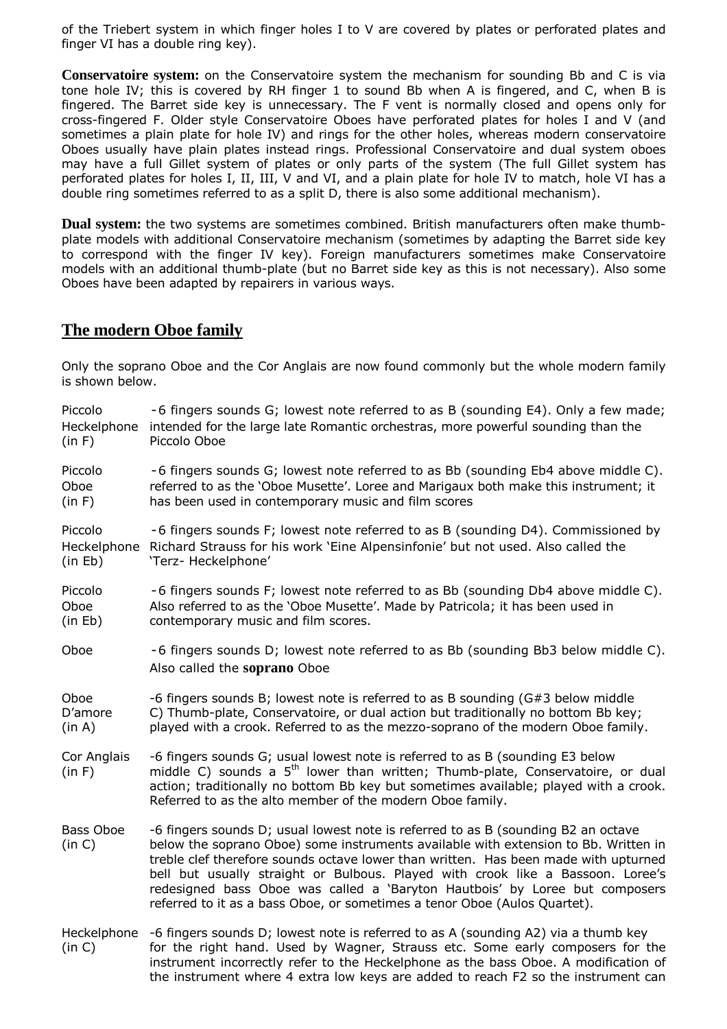of the Triebert system in which finger holes I to V are covered by plates or perforated plates and finger VI has a double ring key).

**Conservatoire system:** on the Conservatoire system the mechanism for sounding Bb and C is via tone hole IV; this is covered by RH finger 1 to sound Bb when A is fingered, and C, when B is fingered. The Barret side key is unnecessary. The F vent is normally closed and opens only for cross-fingered F. Older style Conservatoire Oboes have perforated plates for holes I and V (and sometimes a plain plate for hole IV) and rings for the other holes, whereas modern conservatoire Oboes usually have plain plates instead rings. Professional Conservatoire and dual system oboes may have a full Gillet system of plates or only parts of the system (The full Gillet system has perforated plates for holes I, II, III, V and VI, and a plain plate for hole IV to match, hole VI has a double ring sometimes referred to as a split D, there is also some additional mechanism).

**Dual system:** the two systems are sometimes combined. British manufacturers often make thumb-plate models with additional Conservatoire mechanism (sometimes by adapting the Barret side key to correspond with the finger IV key). Foreign manufacturers sometimes make Conservatoire models with an additional thumb-plate (but no Barret side key as this is not necessary). Also some Oboes have been adapted by repairers in various ways.

## The modern Oboe family

Only the soprano Oboe and the Cor Anglais are now found commonly but the whole modern family is shown below.

| | |
|---|---|
| Piccolo Heckelphone (in F) | -6 fingers sounds G; lowest note referred to as B (sounding E4). Only a few made; intended for the large late Romantic orchestras, more powerful sounding than the Piccolo Oboe |
| Piccolo Oboe (in F) | -6 fingers sounds G; lowest note referred to as Bb (sounding Eb4 above middle C). referred to as the 'Oboe Musette'. Loree and Marigaux both make this instrument; it has been used in contemporary music and film scores |
| Piccolo Heckelphone (in Eb) | -6 fingers sounds F; lowest note referred to as B (sounding D4). Commissioned by Richard Strauss for his work 'Eine Alpensinfonie' but not used. Also called the 'Terz- Heckelphone' |
| Piccolo Oboe (in Eb) | -6 fingers sounds F; lowest note referred to as Bb (sounding Db4 above middle C). Also referred to as the 'Oboe Musette'. Made by Patricola; it has been used in contemporary music and film scores. |
| Oboe | -6 fingers sounds D; lowest note referred to as Bb (sounding Bb3 below middle C). Also called the **soprano** Oboe |
| Oboe D'amore (in A) | -6 fingers sounds B; lowest note is referred to as B sounding (G#3 below middle C) Thumb-plate, Conservatoire, or dual action but traditionally no bottom Bb key; played with a crook. Referred to as the mezzo-soprano of the modern Oboe family. |
| Cor Anglais (in F) | -6 fingers sounds G; usual lowest note is referred to as B (sounding E3 below middle C) sounds a 5th lower than written; Thumb-plate, Conservatoire, or dual action; traditionally no bottom Bb key but sometimes available; played with a crook. Referred to as the alto member of the modern Oboe family. |
| Bass Oboe (in C) | -6 fingers sounds D; usual lowest note is referred to as B (sounding B2 an octave below the soprano Oboe) some instruments available with extension to Bb. Written in treble clef therefore sounds octave lower than written. Has been made with upturned bell but usually straight or Bulbous. Played with crook like a Bassoon. Loree's redesigned bass Oboe was called a 'Baryton Hautbois' by Loree but composers referred to it as a bass Oboe, or sometimes a tenor Oboe (Aulos Quartet). |
| Heckelphone (in C) | -6 fingers sounds D; lowest note is referred to as A (sounding A2) via a thumb key for the right hand. Used by Wagner, Strauss etc. Some early composers for the instrument incorrectly refer to the Heckelphone as the bass Oboe. A modification of the instrument where 4 extra low keys are added to reach F2 so the instrument can |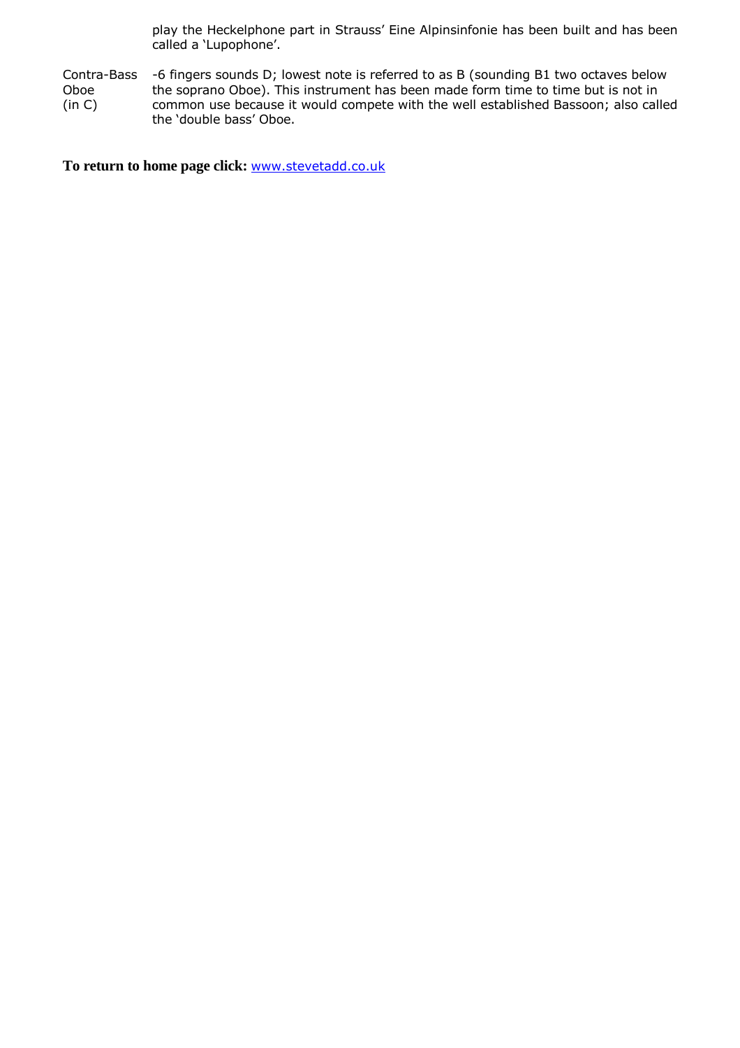play the Heckelphone part in Strauss' Eine Alpinsinfonie has been built and has been called a 'Lupophone'.

| | |
|---|---|
| Contra-Bass Oboe (in C) | -6 fingers sounds D; lowest note is referred to as B (sounding B1 two octaves below the soprano Oboe). This instrument has been made form time to time but is not in common use because it would compete with the well established Bassoon; also called the 'double bass' Oboe. |

**To return to home page click:** [www.stevetadd.co.uk](http://www.stevetadd.co.uk)